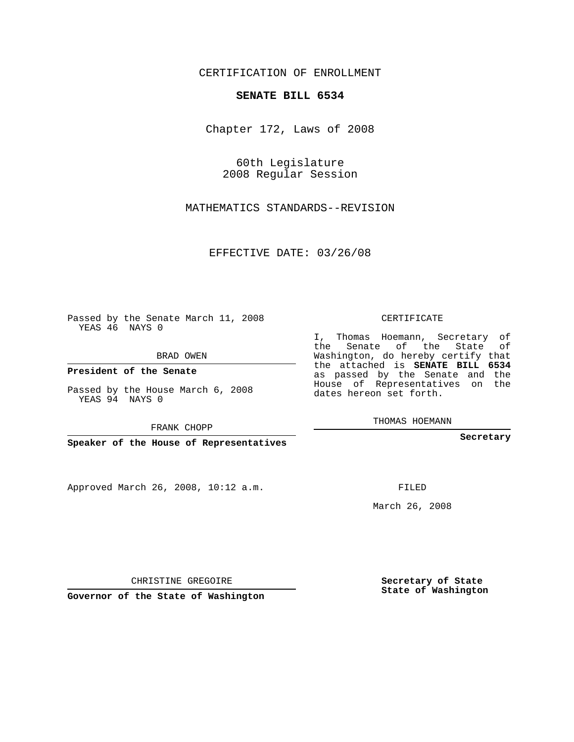CERTIFICATION OF ENROLLMENT

**SENATE BILL 6534**

Chapter 172, Laws of 2008

60th Legislature
2008 Regular Session

MATHEMATICS STANDARDS--REVISION

EFFECTIVE DATE: 03/26/08

Passed by the Senate March 11, 2008
YEAS 46 NAYS 0

BRAD OWEN

**President of the Senate**

Passed by the House March 6, 2008
YEAS 94 NAYS 0

FRANK CHOPP

**Speaker of the House of Representatives**

CERTIFICATE

I, Thomas Hoemann, Secretary of the Senate of the State of Washington, do hereby certify that the attached is **SENATE BILL 6534** as passed by the Senate and the House of Representatives on the dates hereon set forth.

THOMAS HOEMANN

**Secretary**

Approved March 26, 2008, 10:12 a.m.

FILED

March 26, 2008

CHRISTINE GREGOIRE

**Governor of the State of Washington**

**Secretary of State**
**State of Washington**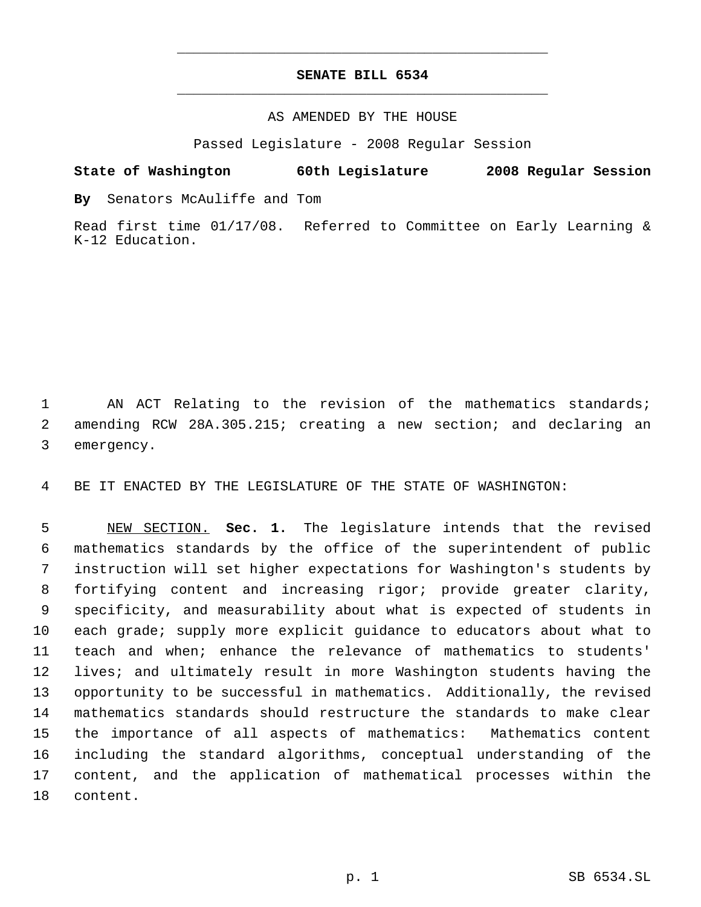# SENATE BILL 6534

AS AMENDED BY THE HOUSE

Passed Legislature - 2008 Regular Session

**State of Washington 60th Legislature 2008 Regular Session**

**By** Senators McAuliffe and Tom

Read first time 01/17/08. Referred to Committee on Early Learning & K-12 Education.

AN ACT Relating to the revision of the mathematics standards; amending RCW 28A.305.215; creating a new section; and declaring an emergency.

BE IT ENACTED BY THE LEGISLATURE OF THE STATE OF WASHINGTON:

NEW SECTION. **Sec. 1.** The legislature intends that the revised mathematics standards by the office of the superintendent of public instruction will set higher expectations for Washington's students by fortifying content and increasing rigor; provide greater clarity, specificity, and measurability about what is expected of students in each grade; supply more explicit guidance to educators about what to teach and when; enhance the relevance of mathematics to students' lives; and ultimately result in more Washington students having the opportunity to be successful in mathematics. Additionally, the revised mathematics standards should restructure the standards to make clear the importance of all aspects of mathematics: Mathematics content including the standard algorithms, conceptual understanding of the content, and the application of mathematical processes within the content.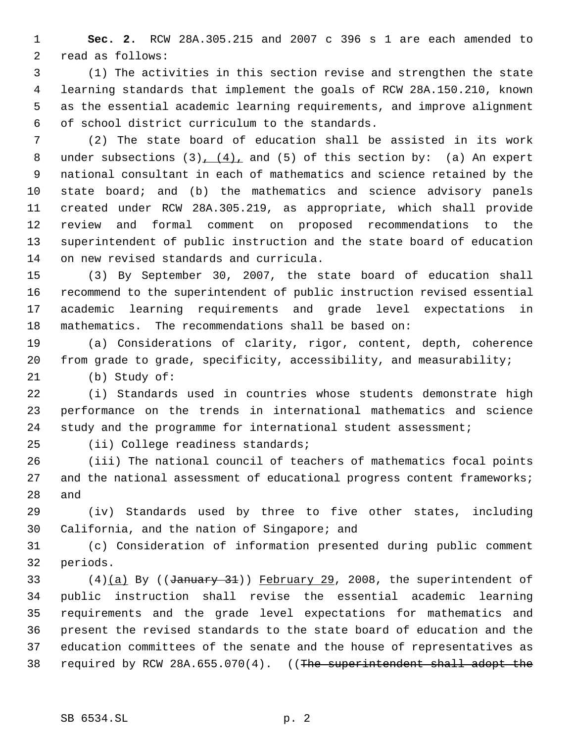**Sec. 2.** RCW 28A.305.215 and 2007 c 396 s 1 are each amended to read as follows:

(1) The activities in this section revise and strengthen the state learning standards that implement the goals of RCW 28A.150.210, known as the essential academic learning requirements, and improve alignment of school district curriculum to the standards.

(2) The state board of education shall be assisted in its work under subsections (3)<u>, (4),</u> and (5) of this section by: (a) An expert national consultant in each of mathematics and science retained by the state board; and (b) the mathematics and science advisory panels created under RCW 28A.305.219, as appropriate, which shall provide review and formal comment on proposed recommendations to the superintendent of public instruction and the state board of education on new revised standards and curricula.

(3) By September 30, 2007, the state board of education shall recommend to the superintendent of public instruction revised essential academic learning requirements and grade level expectations in mathematics. The recommendations shall be based on:

(a) Considerations of clarity, rigor, content, depth, coherence from grade to grade, specificity, accessibility, and measurability;

(b) Study of:

(i) Standards used in countries whose students demonstrate high performance on the trends in international mathematics and science study and the programme for international student assessment;

(ii) College readiness standards;

(iii) The national council of teachers of mathematics focal points and the national assessment of educational progress content frameworks; and

(iv) Standards used by three to five other states, including California, and the nation of Singapore; and

(c) Consideration of information presented during public comment periods.

(4)<u>(a)</u> By ((~~January 31~~)) <u>February 29</u>, 2008, the superintendent of public instruction shall revise the essential academic learning requirements and the grade level expectations for mathematics and present the revised standards to the state board of education and the education committees of the senate and the house of representatives as required by RCW 28A.655.070(4). ((~~The superintendent shall adopt the~~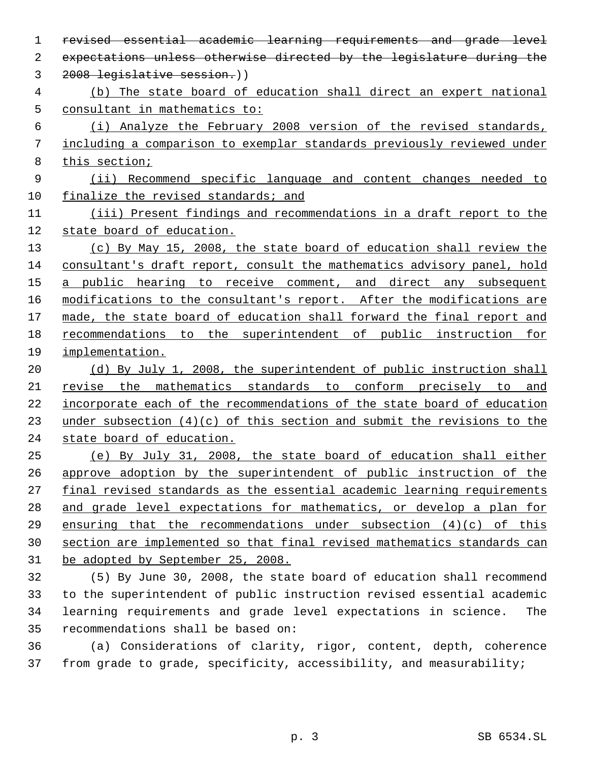~~revised essential academic learning requirements and grade level expectations unless otherwise directed by the legislature during the 2008 legislative session.~~))

<u>(b) The state board of education shall direct an expert national consultant in mathematics to:</u>

<u>(i) Analyze the February 2008 version of the revised standards, including a comparison to exemplar standards previously reviewed under this section;</u>

<u>(ii) Recommend specific language and content changes needed to finalize the revised standards; and</u>

<u>(iii) Present findings and recommendations in a draft report to the state board of education.</u>

<u>(c) By May 15, 2008, the state board of education shall review the consultant's draft report, consult the mathematics advisory panel, hold a public hearing to receive comment, and direct any subsequent modifications to the consultant's report. After the modifications are made, the state board of education shall forward the final report and recommendations to the superintendent of public instruction for implementation.</u>

<u>(d) By July 1, 2008, the superintendent of public instruction shall revise the mathematics standards to conform precisely to and incorporate each of the recommendations of the state board of education under subsection (4)(c) of this section and submit the revisions to the state board of education.</u>

<u>(e) By July 31, 2008, the state board of education shall either approve adoption by the superintendent of public instruction of the final revised standards as the essential academic learning requirements and grade level expectations for mathematics, or develop a plan for ensuring that the recommendations under subsection (4)(c) of this section are implemented so that final revised mathematics standards can be adopted by September 25, 2008.</u>

(5) By June 30, 2008, the state board of education shall recommend to the superintendent of public instruction revised essential academic learning requirements and grade level expectations in science. The recommendations shall be based on:

(a) Considerations of clarity, rigor, content, depth, coherence from grade to grade, specificity, accessibility, and measurability;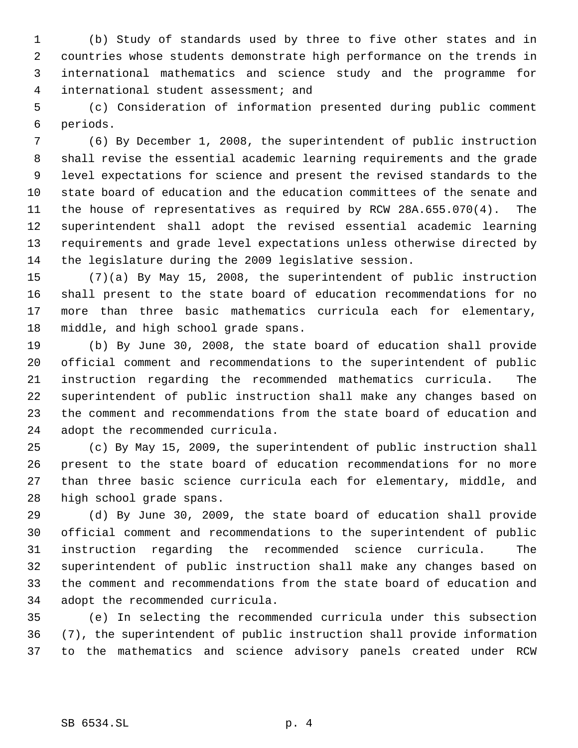(b) Study of standards used by three to five other states and in countries whose students demonstrate high performance on the trends in international mathematics and science study and the programme for international student assessment; and

(c) Consideration of information presented during public comment periods.

(6) By December 1, 2008, the superintendent of public instruction shall revise the essential academic learning requirements and the grade level expectations for science and present the revised standards to the state board of education and the education committees of the senate and the house of representatives as required by RCW 28A.655.070(4). The superintendent shall adopt the revised essential academic learning requirements and grade level expectations unless otherwise directed by the legislature during the 2009 legislative session.

(7)(a) By May 15, 2008, the superintendent of public instruction shall present to the state board of education recommendations for no more than three basic mathematics curricula each for elementary, middle, and high school grade spans.

(b) By June 30, 2008, the state board of education shall provide official comment and recommendations to the superintendent of public instruction regarding the recommended mathematics curricula. The superintendent of public instruction shall make any changes based on the comment and recommendations from the state board of education and adopt the recommended curricula.

(c) By May 15, 2009, the superintendent of public instruction shall present to the state board of education recommendations for no more than three basic science curricula each for elementary, middle, and high school grade spans.

(d) By June 30, 2009, the state board of education shall provide official comment and recommendations to the superintendent of public instruction regarding the recommended science curricula. The superintendent of public instruction shall make any changes based on the comment and recommendations from the state board of education and adopt the recommended curricula.

(e) In selecting the recommended curricula under this subsection (7), the superintendent of public instruction shall provide information to the mathematics and science advisory panels created under RCW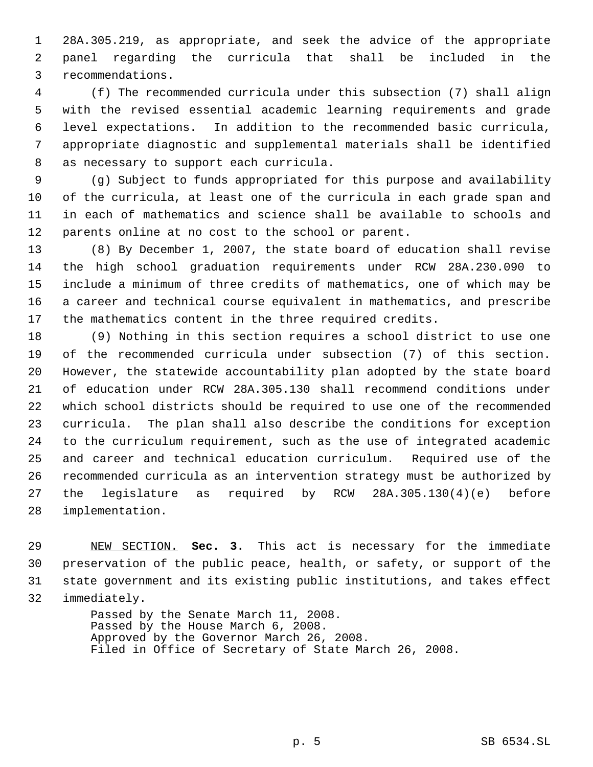28A.305.219, as appropriate, and seek the advice of the appropriate panel regarding the curricula that shall be included in the recommendations.

(f) The recommended curricula under this subsection (7) shall align with the revised essential academic learning requirements and grade level expectations. In addition to the recommended basic curricula, appropriate diagnostic and supplemental materials shall be identified as necessary to support each curricula.

(g) Subject to funds appropriated for this purpose and availability of the curricula, at least one of the curricula in each grade span and in each of mathematics and science shall be available to schools and parents online at no cost to the school or parent.

(8) By December 1, 2007, the state board of education shall revise the high school graduation requirements under RCW 28A.230.090 to include a minimum of three credits of mathematics, one of which may be a career and technical course equivalent in mathematics, and prescribe the mathematics content in the three required credits.

(9) Nothing in this section requires a school district to use one of the recommended curricula under subsection (7) of this section. However, the statewide accountability plan adopted by the state board of education under RCW 28A.305.130 shall recommend conditions under which school districts should be required to use one of the recommended curricula. The plan shall also describe the conditions for exception to the curriculum requirement, such as the use of integrated academic and career and technical education curriculum. Required use of the recommended curricula as an intervention strategy must be authorized by the legislature as required by RCW 28A.305.130(4)(e) before implementation.

NEW SECTION. **Sec. 3.** This act is necessary for the immediate preservation of the public peace, health, or safety, or support of the state government and its existing public institutions, and takes effect immediately.

Passed by the Senate March 11, 2008.
Passed by the House March 6, 2008.
Approved by the Governor March 26, 2008.
Filed in Office of Secretary of State March 26, 2008.